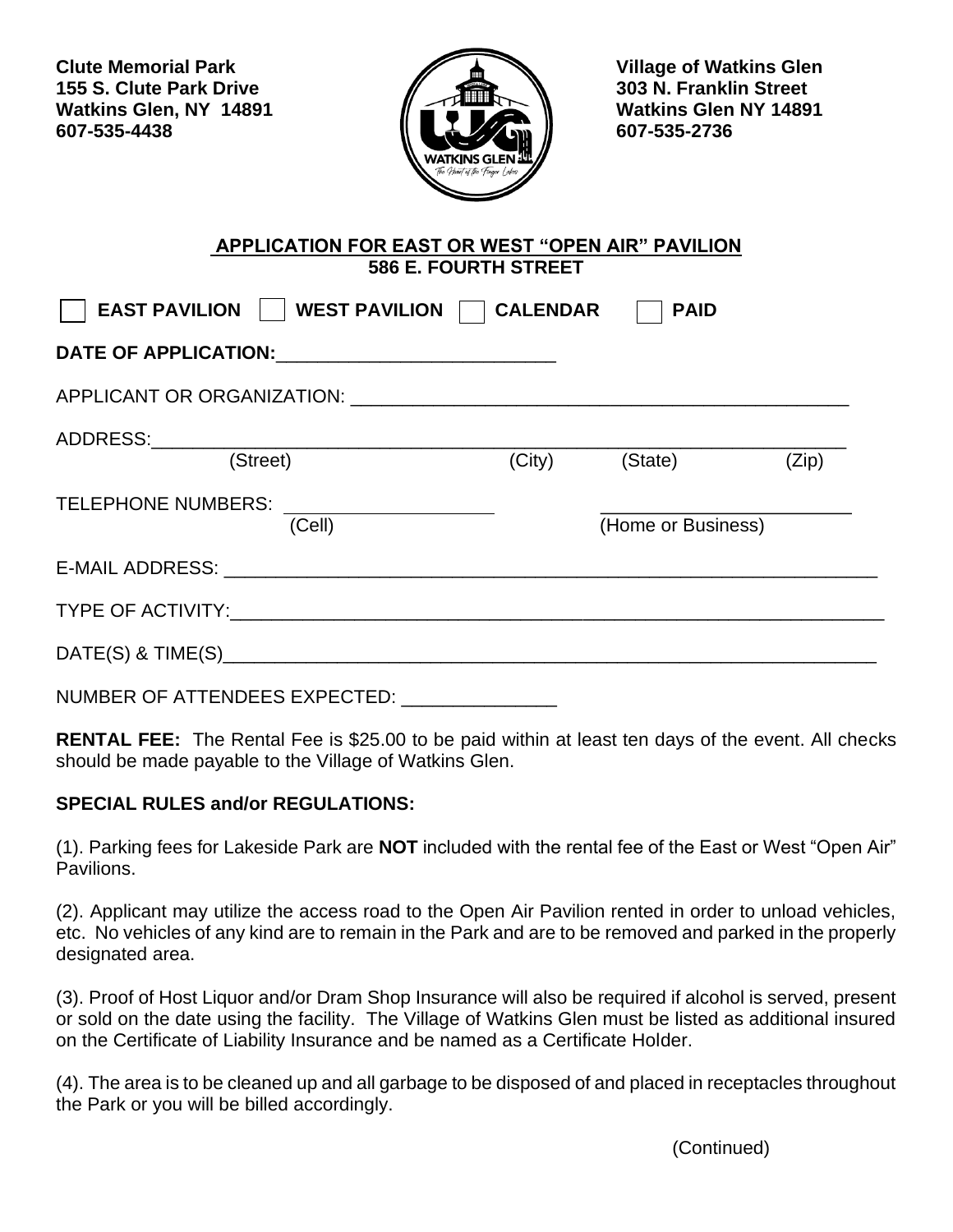**Clute Memorial Park**
**155 S. Clute Park Drive**
**Watkins Glen, NY 14891**
**607-535-4438**

**Village of Watkins Glen**
**303 N. Franklin Street**
**Watkins Glen NY 14891**
**607-535-2736**

## APPLICATION FOR EAST OR WEST "OPEN AIR" PAVILION
**586 E. FOURTH STREET**

☐ **EAST PAVILION** ☐ **WEST PAVILION** ☐ **CALENDAR** ☐ **PAID**

**DATE OF APPLICATION:**___________________________

APPLICANT OR ORGANIZATION: _______________________________________________

ADDRESS:_____________________________________________________________
(Street) (City) (State) (Zip)

TELEPHONE NUMBERS: ____________________ ________________________
(Cell) (Home or Business)

E-MAIL ADDRESS: _______________________________________________________________

TYPE OF ACTIVITY:_______________________________________________________________

DATE(S) & TIME(S)_______________________________________________________________

NUMBER OF ATTENDEES EXPECTED: _______________

**RENTAL FEE:** The Rental Fee is $25.00 to be paid within at least ten days of the event. All checks should be made payable to the Village of Watkins Glen.

**SPECIAL RULES and/or REGULATIONS:**

(1). Parking fees for Lakeside Park are **NOT** included with the rental fee of the East or West "Open Air" Pavilions.

(2). Applicant may utilize the access road to the Open Air Pavilion rented in order to unload vehicles, etc. No vehicles of any kind are to remain in the Park and are to be removed and parked in the properly designated area.

(3). Proof of Host Liquor and/or Dram Shop Insurance will also be required if alcohol is served, present or sold on the date using the facility. The Village of Watkins Glen must be listed as additional insured on the Certificate of Liability Insurance and be named as a Certificate Holder.

(4). The area is to be cleaned up and all garbage to be disposed of and placed in receptacles throughout the Park or you will be billed accordingly.

(Continued)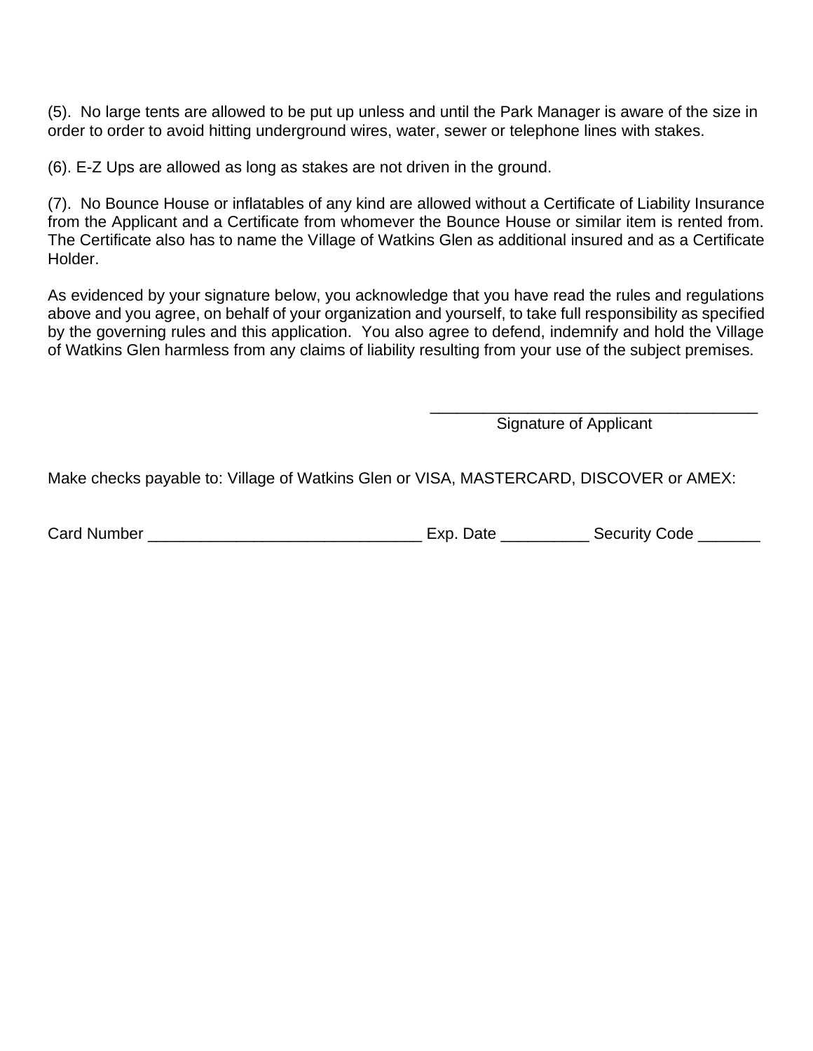(5). No large tents are allowed to be put up unless and until the Park Manager is aware of the size in order to order to avoid hitting underground wires, water, sewer or telephone lines with stakes.

(6). E-Z Ups are allowed as long as stakes are not driven in the ground.

(7). No Bounce House or inflatables of any kind are allowed without a Certificate of Liability Insurance from the Applicant and a Certificate from whomever the Bounce House or similar item is rented from. The Certificate also has to name the Village of Watkins Glen as additional insured and as a Certificate Holder.

As evidenced by your signature below, you acknowledge that you have read the rules and regulations above and you agree, on behalf of your organization and yourself, to take full responsibility as specified by the governing rules and this application. You also agree to defend, indemnify and hold the Village of Watkins Glen harmless from any claims of liability resulting from your use of the subject premises.

_______________________________________
Signature of Applicant

Make checks payable to: Village of Watkins Glen or VISA, MASTERCARD, DISCOVER or AMEX:

Card Number _______________________________ Exp. Date __________ Security Code _______